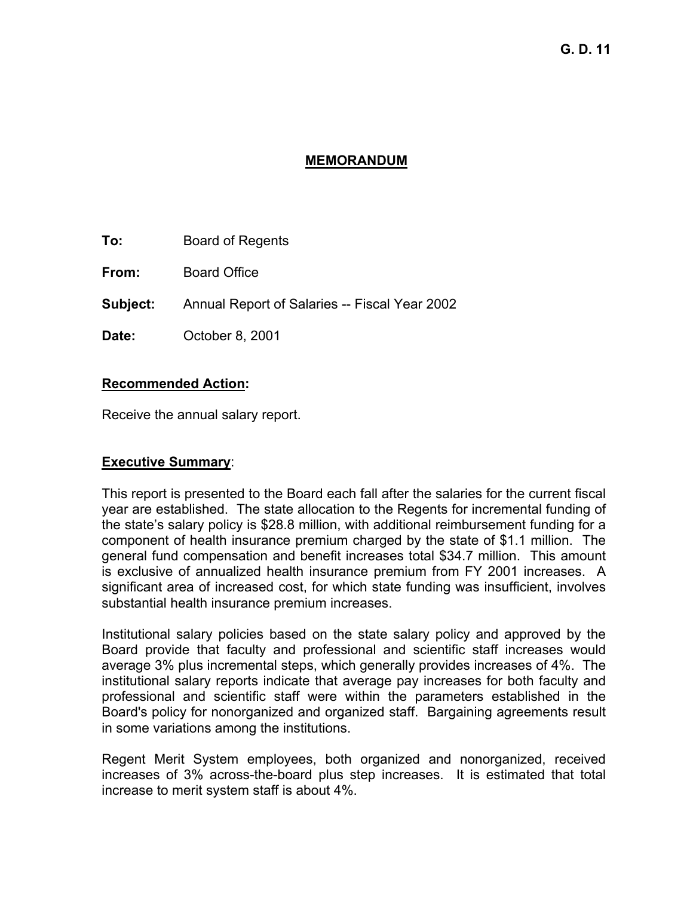G. D. 11

## MEMORANDUM

**To:** Board of Regents

**From:** Board Office

**Subject:** Annual Report of Salaries -- Fiscal Year 2002

**Date:** October 8, 2001

**Recommended Action:**

Receive the annual salary report.

**Executive Summary:**

This report is presented to the Board each fall after the salaries for the current fiscal year are established. The state allocation to the Regents for incremental funding of the state's salary policy is $28.8 million, with additional reimbursement funding for a component of health insurance premium charged by the state of $1.1 million. The general fund compensation and benefit increases total $34.7 million. This amount is exclusive of annualized health insurance premium from FY 2001 increases. A significant area of increased cost, for which state funding was insufficient, involves substantial health insurance premium increases.

Institutional salary policies based on the state salary policy and approved by the Board provide that faculty and professional and scientific staff increases would average 3% plus incremental steps, which generally provides increases of 4%. The institutional salary reports indicate that average pay increases for both faculty and professional and scientific staff were within the parameters established in the Board's policy for nonorganized and organized staff. Bargaining agreements result in some variations among the institutions.

Regent Merit System employees, both organized and nonorganized, received increases of 3% across-the-board plus step increases. It is estimated that total increase to merit system staff is about 4%.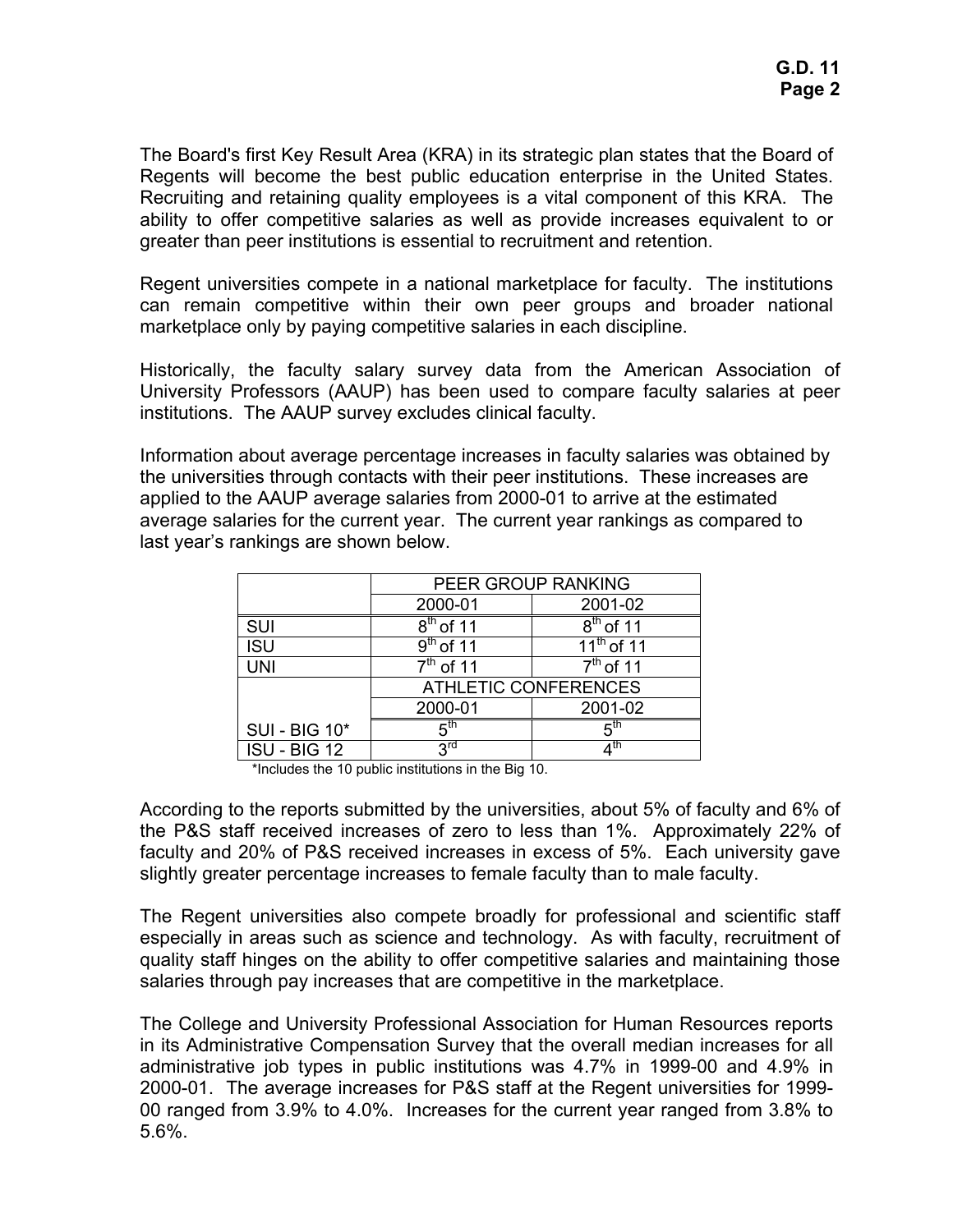The Board's first Key Result Area (KRA) in its strategic plan states that the Board of Regents will become the best public education enterprise in the United States. Recruiting and retaining quality employees is a vital component of this KRA. The ability to offer competitive salaries as well as provide increases equivalent to or greater than peer institutions is essential to recruitment and retention.

Regent universities compete in a national marketplace for faculty. The institutions can remain competitive within their own peer groups and broader national marketplace only by paying competitive salaries in each discipline.

Historically, the faculty salary survey data from the American Association of University Professors (AAUP) has been used to compare faculty salaries at peer institutions. The AAUP survey excludes clinical faculty.

Information about average percentage increases in faculty salaries was obtained by the universities through contacts with their peer institutions. These increases are applied to the AAUP average salaries from 2000-01 to arrive at the estimated average salaries for the current year. The current year rankings as compared to last year's rankings are shown below.

| | PEER GROUP RANKING | |
|---|---|---|
| | 2000-01 | 2001-02 |
| SUI | 8th of 11 | 8th of 11 |
| ISU | 9th of 11 | 11th of 11 |
| UNI | 7th of 11 | 7th of 11 |
| | ATHLETIC CONFERENCES | |
| | 2000-01 | 2001-02 |
| SUI - BIG 10* | 5th | 5th |
| ISU - BIG 12 | 3rd | 4th |

*Includes the 10 public institutions in the Big 10.

According to the reports submitted by the universities, about 5% of faculty and 6% of the P&S staff received increases of zero to less than 1%. Approximately 22% of faculty and 20% of P&S received increases in excess of 5%. Each university gave slightly greater percentage increases to female faculty than to male faculty.

The Regent universities also compete broadly for professional and scientific staff especially in areas such as science and technology. As with faculty, recruitment of quality staff hinges on the ability to offer competitive salaries and maintaining those salaries through pay increases that are competitive in the marketplace.

The College and University Professional Association for Human Resources reports in its Administrative Compensation Survey that the overall median increases for all administrative job types in public institutions was 4.7% in 1999-00 and 4.9% in 2000-01. The average increases for P&S staff at the Regent universities for 1999-00 ranged from 3.9% to 4.0%. Increases for the current year ranged from 3.8% to 5.6%.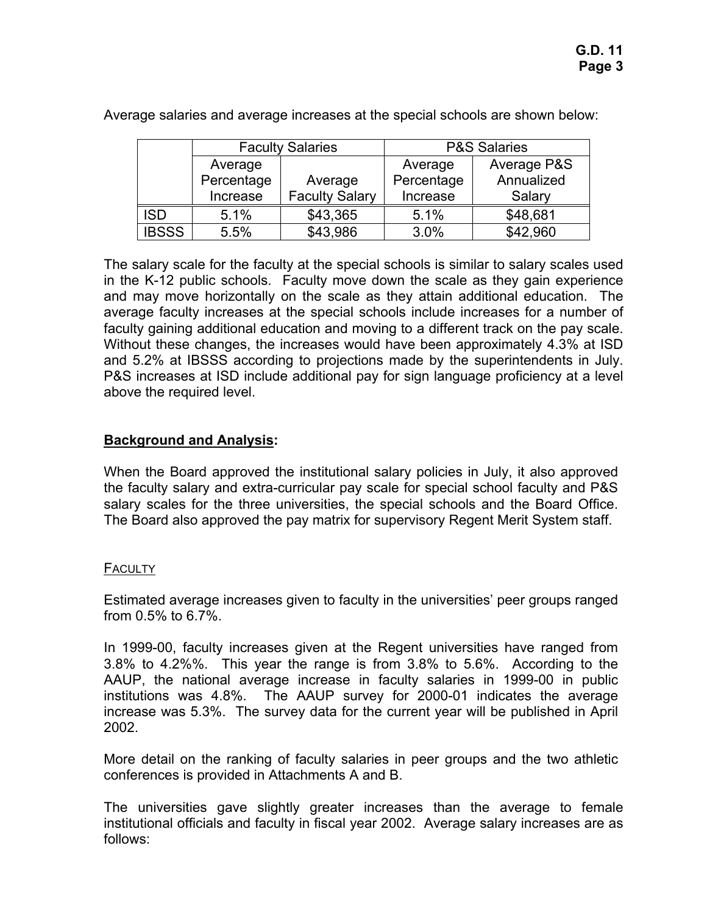Average salaries and average increases at the special schools are shown below:

| | Faculty Salaries | | P&S Salaries | |
|---|---|---|---|---|
| | Average Percentage Increase | Average Faculty Salary | Average Percentage Increase | Average P&S Annualized Salary |
| ISD | 5.1% | $43,365 | 5.1% | $48,681 |
| IBSSS | 5.5% | $43,986 | 3.0% | $42,960 |

The salary scale for the faculty at the special schools is similar to salary scales used in the K-12 public schools. Faculty move down the scale as they gain experience and may move horizontally on the scale as they attain additional education. The average faculty increases at the special schools include increases for a number of faculty gaining additional education and moving to a different track on the pay scale. Without these changes, the increases would have been approximately 4.3% at ISD and 5.2% at IBSSS according to projections made by the superintendents in July. P&S increases at ISD include additional pay for sign language proficiency at a level above the required level.

## Background and Analysis:

When the Board approved the institutional salary policies in July, it also approved the faculty salary and extra-curricular pay scale for special school faculty and P&S salary scales for the three universities, the special schools and the Board Office. The Board also approved the pay matrix for supervisory Regent Merit System staff.

### FACULTY

Estimated average increases given to faculty in the universities' peer groups ranged from 0.5% to 6.7%.

In 1999-00, faculty increases given at the Regent universities have ranged from 3.8% to 4.2%%. This year the range is from 3.8% to 5.6%. According to the AAUP, the national average increase in faculty salaries in 1999-00 in public institutions was 4.8%. The AAUP survey for 2000-01 indicates the average increase was 5.3%. The survey data for the current year will be published in April 2002.

More detail on the ranking of faculty salaries in peer groups and the two athletic conferences is provided in Attachments A and B.

The universities gave slightly greater increases than the average to female institutional officials and faculty in fiscal year 2002. Average salary increases are as follows: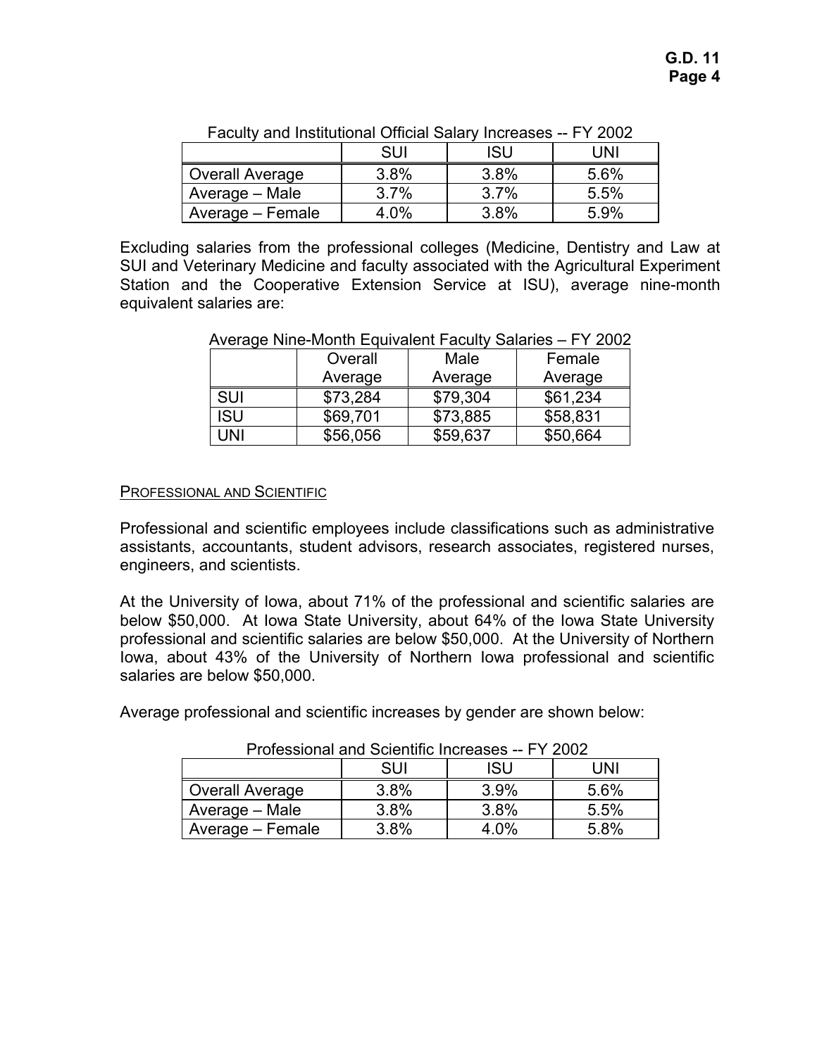Faculty and Institutional Official Salary Increases -- FY 2002

| | SUI | ISU | UNI |
|---|---|---|---|
| Overall Average | 3.8% | 3.8% | 5.6% |
| Average – Male | 3.7% | 3.7% | 5.5% |
| Average – Female | 4.0% | 3.8% | 5.9% |

Excluding salaries from the professional colleges (Medicine, Dentistry and Law at SUI and Veterinary Medicine and faculty associated with the Agricultural Experiment Station and the Cooperative Extension Service at ISU), average nine-month equivalent salaries are:

Average Nine-Month Equivalent Faculty Salaries – FY 2002

| | Overall Average | Male Average | Female Average |
|---|---|---|---|
| SUI | $73,284 | $79,304 | $61,234 |
| ISU | $69,701 | $73,885 | $58,831 |
| UNI | $56,056 | $59,637 | $50,664 |

PROFESSIONAL AND SCIENTIFIC

Professional and scientific employees include classifications such as administrative assistants, accountants, student advisors, research associates, registered nurses, engineers, and scientists.

At the University of Iowa, about 71% of the professional and scientific salaries are below $50,000. At Iowa State University, about 64% of the Iowa State University professional and scientific salaries are below $50,000. At the University of Northern Iowa, about 43% of the University of Northern Iowa professional and scientific salaries are below $50,000.

Average professional and scientific increases by gender are shown below:

Professional and Scientific Increases -- FY 2002

| | SUI | ISU | UNI |
|---|---|---|---|
| Overall Average | 3.8% | 3.9% | 5.6% |
| Average – Male | 3.8% | 3.8% | 5.5% |
| Average – Female | 3.8% | 4.0% | 5.8% |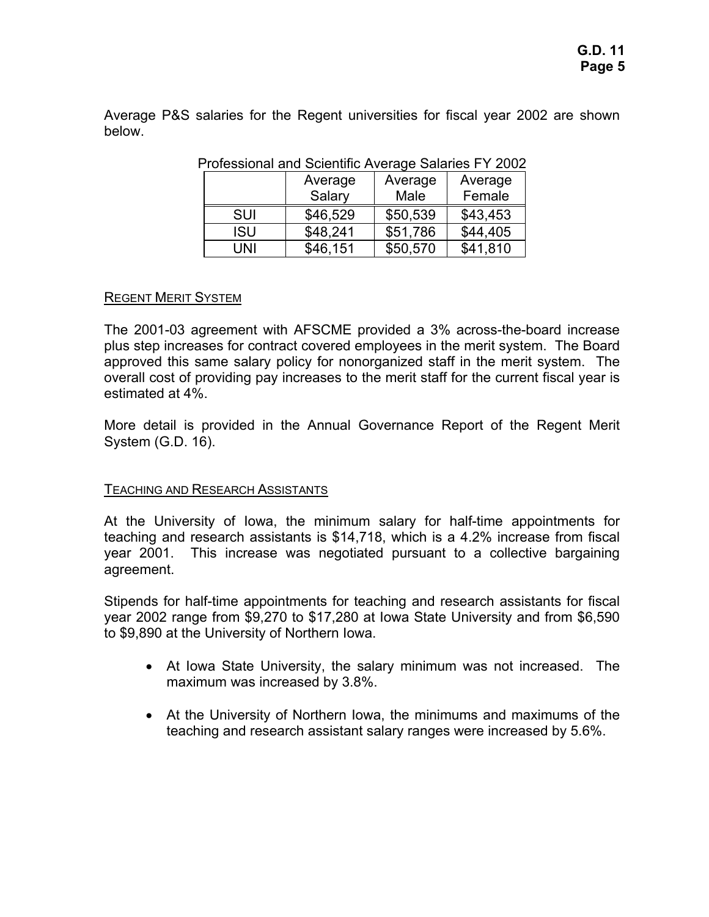Average P&S salaries for the Regent universities for fiscal year 2002 are shown below.

Professional and Scientific Average Salaries FY 2002

| | Average Salary | Average Male | Average Female |
|---|---|---|---|
| SUI | $46,529 | $50,539 | $43,453 |
| ISU | $48,241 | $51,786 | $44,405 |
| UNI | $46,151 | $50,570 | $41,810 |

## REGENT MERIT SYSTEM

The 2001-03 agreement with AFSCME provided a 3% across-the-board increase plus step increases for contract covered employees in the merit system. The Board approved this same salary policy for nonorganized staff in the merit system. The overall cost of providing pay increases to the merit staff for the current fiscal year is estimated at 4%.

More detail is provided in the Annual Governance Report of the Regent Merit System (G.D. 16).

## TEACHING AND RESEARCH ASSISTANTS

At the University of Iowa, the minimum salary for half-time appointments for teaching and research assistants is $14,718, which is a 4.2% increase from fiscal year 2001. This increase was negotiated pursuant to a collective bargaining agreement.

Stipends for half-time appointments for teaching and research assistants for fiscal year 2002 range from $9,270 to $17,280 at Iowa State University and from $6,590 to $9,890 at the University of Northern Iowa.

- At Iowa State University, the salary minimum was not increased. The maximum was increased by 3.8%.
- At the University of Northern Iowa, the minimums and maximums of the teaching and research assistant salary ranges were increased by 5.6%.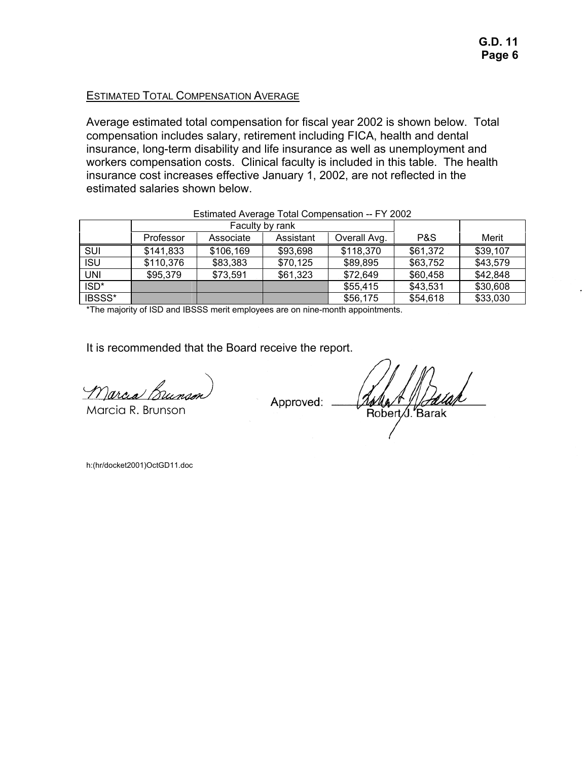## Estimated Total Compensation Average

Average estimated total compensation for fiscal year 2002 is shown below. Total compensation includes salary, retirement including FICA, health and dental insurance, long-term disability and life insurance as well as unemployment and workers compensation costs. Clinical faculty is included in this table. The health insurance cost increases effective January 1, 2002, are not reflected in the estimated salaries shown below.

Estimated Average Total Compensation -- FY 2002

| | Faculty by rank | | | | | |
|---|---|---|---|---|---|---|
| | Professor | Associate | Assistant | Overall Avg. | P&S | Merit |
| SUI | $141,833 | $106,169 | $93,698 | $118,370 | $61,372 | $39,107 |
| ISU | $110,376 | $83,383 | $70,125 | $89,895 | $63,752 | $43,579 |
| UNI | $95,379 | $73,591 | $61,323 | $72,649 | $60,458 | $42,848 |
| ISD* | | | | $55,415 | $43,531 | $30,608 |
| IBSSS* | | | | $56,175 | $54,618 | $33,030 |

*The majority of ISD and IBSSS merit employees are on nine-month appointments.

It is recommended that the Board receive the report.

Marcia R. Brunson

Approved: Robert J. Barak

h:(hr/docket2001)OctGD11.doc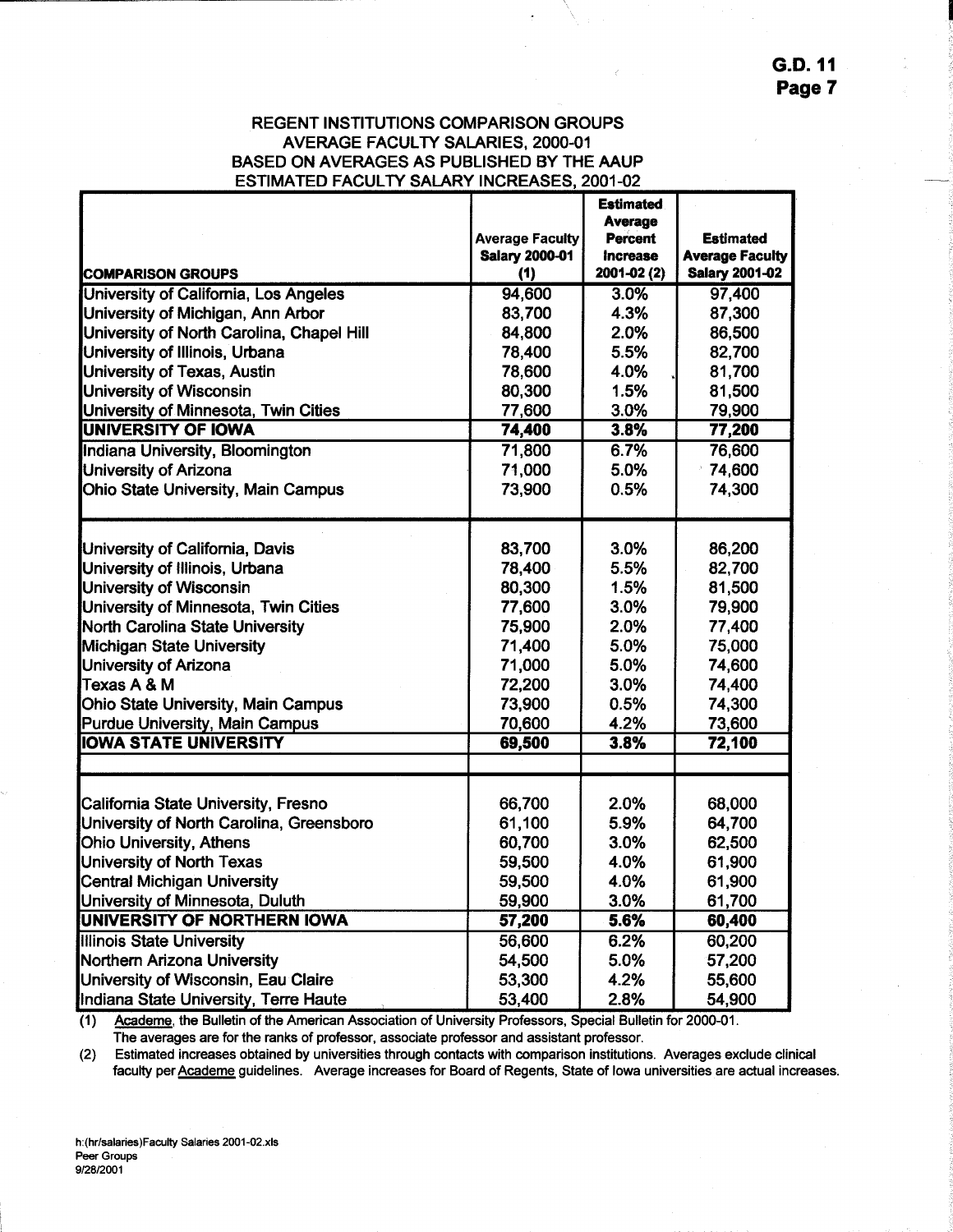G.D. 11
Page 7

## REGENT INSTITUTIONS COMPARISON GROUPS
## AVERAGE FACULTY SALARIES, 2000-01
## BASED ON AVERAGES AS PUBLISHED BY THE AAUP
## ESTIMATED FACULTY SALARY INCREASES, 2001-02

| COMPARISON GROUPS | Average Faculty Salary 2000-01 (1) | Estimated Average Percent Increase 2001-02 (2) | Estimated Average Faculty Salary 2001-02 |
|---|---|---|---|
| University of California, Los Angeles | 94,600 | 3.0% | 97,400 |
| University of Michigan, Ann Arbor | 83,700 | 4.3% | 87,300 |
| University of North Carolina, Chapel Hill | 84,800 | 2.0% | 86,500 |
| University of Illinois, Urbana | 78,400 | 5.5% | 82,700 |
| University of Texas, Austin | 78,600 | 4.0% | 81,700 |
| University of Wisconsin | 80,300 | 1.5% | 81,500 |
| University of Minnesota, Twin Cities | 77,600 | 3.0% | 79,900 |
| **UNIVERSITY OF IOWA** | **74,400** | **3.8%** | **77,200** |
| Indiana University, Bloomington | 71,800 | 6.7% | 76,600 |
| University of Arizona | 71,000 | 5.0% | 74,600 |
| Ohio State University, Main Campus | 73,900 | 0.5% | 74,300 |
| | | | |
| University of California, Davis | 83,700 | 3.0% | 86,200 |
| University of Illinois, Urbana | 78,400 | 5.5% | 82,700 |
| University of Wisconsin | 80,300 | 1.5% | 81,500 |
| University of Minnesota, Twin Cities | 77,600 | 3.0% | 79,900 |
| North Carolina State University | 75,900 | 2.0% | 77,400 |
| Michigan State University | 71,400 | 5.0% | 75,000 |
| University of Arizona | 71,000 | 5.0% | 74,600 |
| Texas A & M | 72,200 | 3.0% | 74,400 |
| Ohio State University, Main Campus | 73,900 | 0.5% | 74,300 |
| Purdue University, Main Campus | 70,600 | 4.2% | 73,600 |
| **IOWA STATE UNIVERSITY** | **69,500** | **3.8%** | **72,100** |
| | | | |
| California State University, Fresno | 66,700 | 2.0% | 68,000 |
| University of North Carolina, Greensboro | 61,100 | 5.9% | 64,700 |
| Ohio University, Athens | 60,700 | 3.0% | 62,500 |
| University of North Texas | 59,500 | 4.0% | 61,900 |
| Central Michigan University | 59,500 | 4.0% | 61,900 |
| University of Minnesota, Duluth | 59,900 | 3.0% | 61,700 |
| **UNIVERSITY OF NORTHERN IOWA** | **57,200** | **5.6%** | **60,400** |
| Illinois State University | 56,600 | 6.2% | 60,200 |
| Northern Arizona University | 54,500 | 5.0% | 57,200 |
| University of Wisconsin, Eau Claire | 53,300 | 4.2% | 55,600 |
| Indiana State University, Terre Haute | 53,400 | 2.8% | 54,900 |

(1) Academe, the Bulletin of the American Association of University Professors, Special Bulletin for 2000-01. The averages are for the ranks of professor, associate professor and assistant professor.

(2) Estimated increases obtained by universities through contacts with comparison institutions. Averages exclude clinical faculty per Academe guidelines. Average increases for Board of Regents, State of Iowa universities are actual increases.

h:(hr/salaries)Faculty Salaries 2001-02.xls
Peer Groups
9/28/2001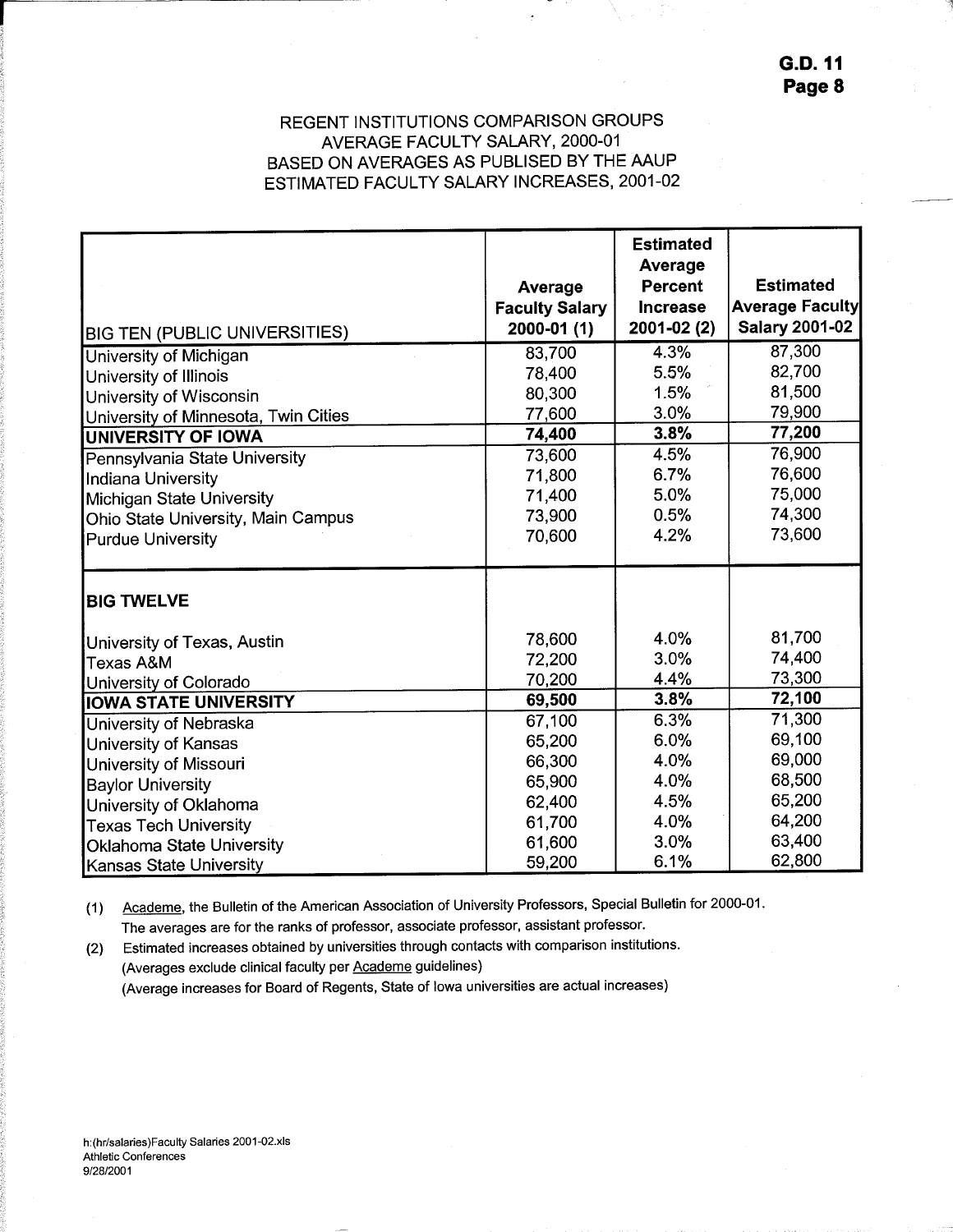REGENT INSTITUTIONS COMPARISON GROUPS
AVERAGE FACULTY SALARY, 2000-01
BASED ON AVERAGES AS PUBLISED BY THE AAUP
ESTIMATED FACULTY SALARY INCREASES, 2001-02

| BIG TEN (PUBLIC UNIVERSITIES) | Average Faculty Salary 2000-01 (1) | Estimated Average Percent Increase 2001-02 (2) | Estimated Average Faculty Salary 2001-02 |
|---|---|---|---|
| University of Michigan | 83,700 | 4.3% | 87,300 |
| University of Illinois | 78,400 | 5.5% | 82,700 |
| University of Wisconsin | 80,300 | 1.5% | 81,500 |
| University of Minnesota, Twin Cities | 77,600 | 3.0% | 79,900 |
| **UNIVERSITY OF IOWA** | **74,400** | **3.8%** | **77,200** |
| Pennsylvania State University | 73,600 | 4.5% | 76,900 |
| Indiana University | 71,800 | 6.7% | 76,600 |
| Michigan State University | 71,400 | 5.0% | 75,000 |
| Ohio State University, Main Campus | 73,900 | 0.5% | 74,300 |
| Purdue University | 70,600 | 4.2% | 73,600 |
| **BIG TWELVE** | | | |
| University of Texas, Austin | 78,600 | 4.0% | 81,700 |
| Texas A&M | 72,200 | 3.0% | 74,400 |
| University of Colorado | 70,200 | 4.4% | 73,300 |
| **IOWA STATE UNIVERSITY** | **69,500** | **3.8%** | **72,100** |
| University of Nebraska | 67,100 | 6.3% | 71,300 |
| University of Kansas | 65,200 | 6.0% | 69,100 |
| University of Missouri | 66,300 | 4.0% | 69,000 |
| Baylor University | 65,900 | 4.0% | 68,500 |
| University of Oklahoma | 62,400 | 4.5% | 65,200 |
| Texas Tech University | 61,700 | 4.0% | 64,200 |
| Oklahoma State University | 61,600 | 3.0% | 63,400 |
| Kansas State University | 59,200 | 6.1% | 62,800 |

(1) Academe, the Bulletin of the American Association of University Professors, Special Bulletin for 2000-01.
The averages are for the ranks of professor, associate professor, assistant professor.

(2) Estimated increases obtained by universities through contacts with comparison institutions.
(Averages exclude clinical faculty per Academe guidelines)
(Average increases for Board of Regents, State of Iowa universities are actual increases)

h:(hr/salaries)Faculty Salaries 2001-02.xls
Athletic Conferences
9/28/2001